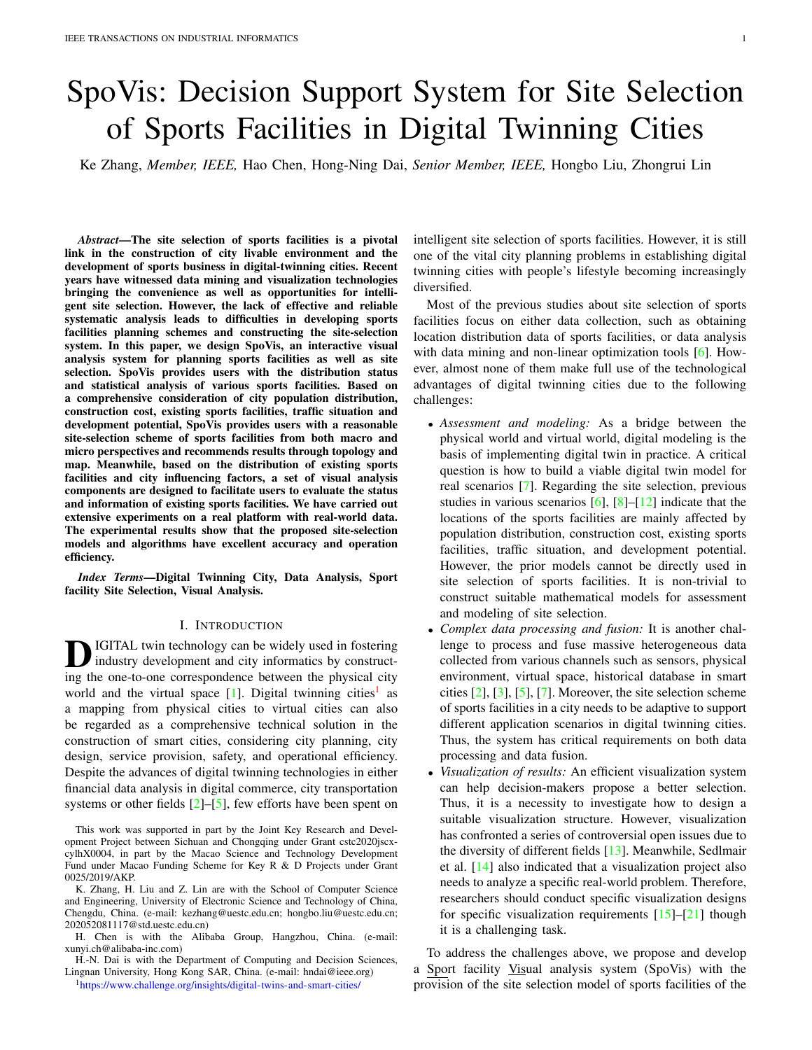# SpoVis: Decision Support System for Site Selection of Sports Facilities in Digital Twinning Cities

Ke Zhang, *Member, IEEE,* Hao Chen, Hong-Ning Dai, *Senior Member, IEEE,* Hongbo Liu, Zhongrui Lin

***Abstract*—The site selection of sports facilities is a pivotal link in the construction of city livable environment and the development of sports business in digital-twinning cities. Recent years have witnessed data mining and visualization technologies bringing the convenience as well as opportunities for intelligent site selection. However, the lack of effective and reliable systematic analysis leads to difficulties in developing sports facilities planning schemes and constructing the site-selection system. In this paper, we design SpoVis, an interactive visual analysis system for planning sports facilities as well as site selection. SpoVis provides users with the distribution status and statistical analysis of various sports facilities. Based on a comprehensive consideration of city population distribution, construction cost, existing sports facilities, traffic situation and development potential, SpoVis provides users with a reasonable site-selection scheme of sports facilities from both macro and micro perspectives and recommends results through topology and map. Meanwhile, based on the distribution of existing sports facilities and city influencing factors, a set of visual analysis components are designed to facilitate users to evaluate the status and information of existing sports facilities. We have carried out extensive experiments on a real platform with real-world data. The experimental results show that the proposed site-selection models and algorithms have excellent accuracy and operation efficiency.**

***Index Terms*—Digital Twinning City, Data Analysis, Sport facility Site Selection, Visual Analysis.**

## I. Introduction

DIGITAL twin technology can be widely used in fostering industry development and city informatics by constructing the one-to-one correspondence between the physical city world and the virtual space [1]. Digital twinning cities[1] as a mapping from physical cities to virtual cities can also be regarded as a comprehensive technical solution in the construction of smart cities, considering city planning, city design, service provision, safety, and operational efficiency. Despite the advances of digital twinning technologies in either financial data analysis in digital commerce, city transportation systems or other fields [2]–[5], few efforts have been spent on intelligent site selection of sports facilities. However, it is still one of the vital city planning problems in establishing digital twinning cities with people's lifestyle becoming increasingly diversified.

Most of the previous studies about site selection of sports facilities focus on either data collection, such as obtaining location distribution data of sports facilities, or data analysis with data mining and non-linear optimization tools [6]. However, almost none of them make full use of the technological advantages of digital twinning cities due to the following challenges:

- *Assessment and modeling:* As a bridge between the physical world and virtual world, digital modeling is the basis of implementing digital twin in practice. A critical question is how to build a viable digital twin model for real scenarios [7]. Regarding the site selection, previous studies in various scenarios [6], [8]–[12] indicate that the locations of the sports facilities are mainly affected by population distribution, construction cost, existing sports facilities, traffic situation, and development potential. However, the prior models cannot be directly used in site selection of sports facilities. It is non-trivial to construct suitable mathematical models for assessment and modeling of site selection.
- *Complex data processing and fusion:* It is another challenge to process and fuse massive heterogeneous data collected from various channels such as sensors, physical environment, virtual space, historical database in smart cities [2], [3], [5], [7]. Moreover, the site selection scheme of sports facilities in a city needs to be adaptive to support different application scenarios in digital twinning cities. Thus, the system has critical requirements on both data processing and data fusion.
- *Visualization of results:* An efficient visualization system can help decision-makers propose a better selection. Thus, it is a necessity to investigate how to design a suitable visualization structure. However, visualization has confronted a series of controversial open issues due to the diversity of different fields [13]. Meanwhile, Sedlmair et al. [14] also indicated that a visualization project also needs to analyze a specific real-world problem. Therefore, researchers should conduct specific visualization designs for specific visualization requirements [15]–[21] though it is a challenging task.

To address the challenges above, we propose and develop a Sport facility Visual analysis system (SpoVis) with the provision of the site selection model of sports facilities of the

This work was supported in part by the Joint Key Research and Development Project between Sichuan and Chongqing under Grant cstc2020jscx-cylhX0004, in part by the Macao Science and Technology Development Fund under Macao Funding Scheme for Key R & D Projects under Grant 0025/2019/AKP.

K. Zhang, H. Liu and Z. Lin are with the School of Computer Science and Engineering, University of Electronic Science and Technology of China, Chengdu, China. (e-mail: kezhang@uestc.edu.cn; hongbo.liu@uestc.edu.cn; 202052081117@std.uestc.edu.cn)

H. Chen is with the Alibaba Group, Hangzhou, China. (e-mail: xunyi.ch@alibaba-inc.com)

H.-N. Dai is with the Department of Computing and Decision Sciences, Lingnan University, Hong Kong SAR, China. (e-mail: hndai@ieee.org)

[1] https://www.challenge.org/insights/digital-twins-and-smart-cities/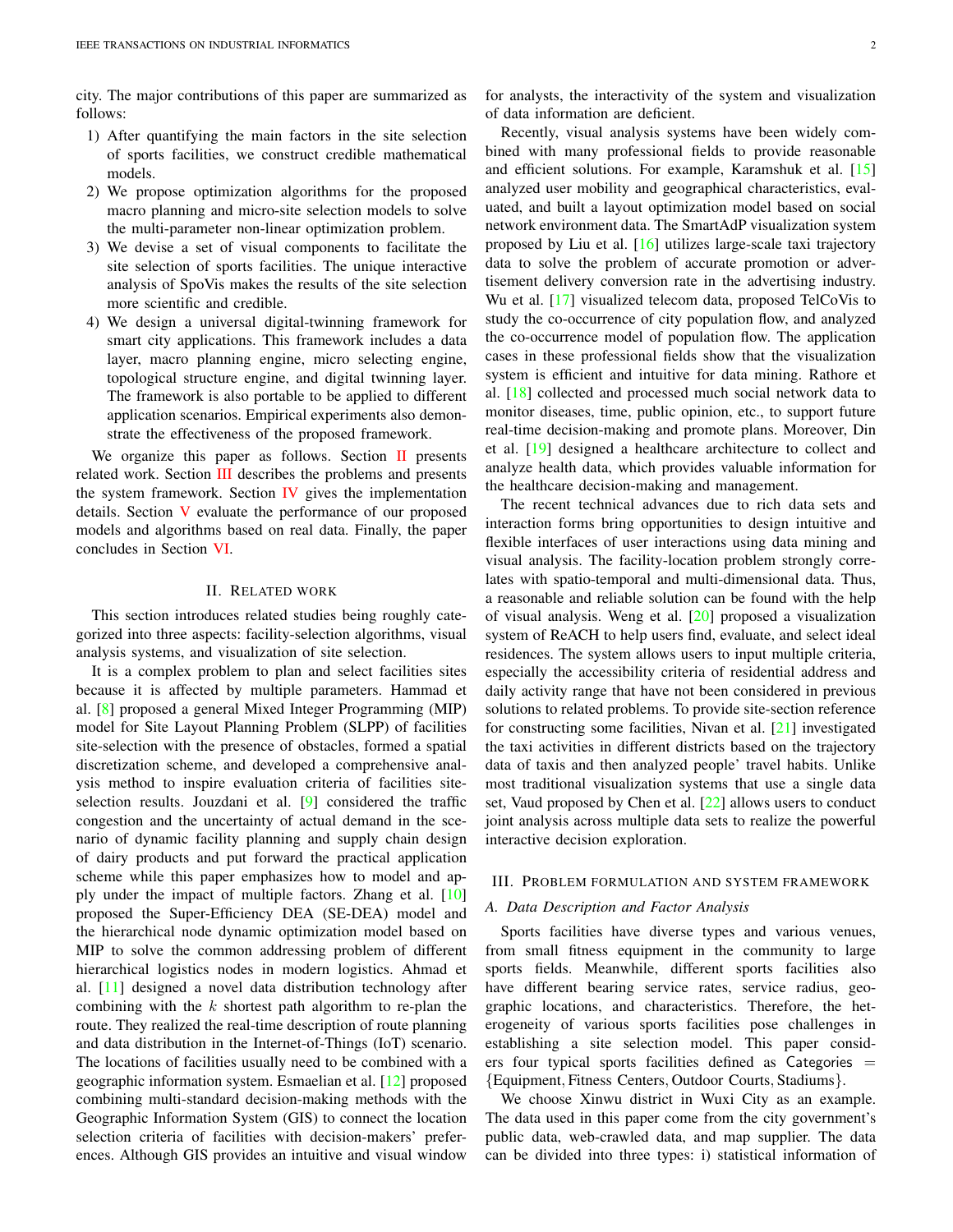city. The major contributions of this paper are summarized as follows:

1) After quantifying the main factors in the site selection of sports facilities, we construct credible mathematical models.
2) We propose optimization algorithms for the proposed macro planning and micro-site selection models to solve the multi-parameter non-linear optimization problem.
3) We devise a set of visual components to facilitate the site selection of sports facilities. The unique interactive analysis of SpoVis makes the results of the site selection more scientific and credible.
4) We design a universal digital-twinning framework for smart city applications. This framework includes a data layer, macro planning engine, micro selecting engine, topological structure engine, and digital twinning layer. The framework is also portable to be applied to different application scenarios. Empirical experiments also demonstrate the effectiveness of the proposed framework.

We organize this paper as follows. Section II presents related work. Section III describes the problems and presents the system framework. Section IV gives the implementation details. Section V evaluate the performance of our proposed models and algorithms based on real data. Finally, the paper concludes in Section VI.

## II. Related work

This section introduces related studies being roughly categorized into three aspects: facility-selection algorithms, visual analysis systems, and visualization of site selection.

It is a complex problem to plan and select facilities sites because it is affected by multiple parameters. Hammad et al. [8] proposed a general Mixed Integer Programming (MIP) model for Site Layout Planning Problem (SLPP) of facilities site-selection with the presence of obstacles, formed a spatial discretization scheme, and developed a comprehensive analysis method to inspire evaluation criteria of facilities site-selection results. Jouzdani et al. [9] considered the traffic congestion and the uncertainty of actual demand in the scenario of dynamic facility planning and supply chain design of dairy products and put forward the practical application scheme while this paper emphasizes how to model and apply under the impact of multiple factors. Zhang et al. [10] proposed the Super-Efficiency DEA (SE-DEA) model and the hierarchical node dynamic optimization model based on MIP to solve the common addressing problem of different hierarchical logistics nodes in modern logistics. Ahmad et al. [11] designed a novel data distribution technology after combining with the $k$ shortest path algorithm to re-plan the route. They realized the real-time description of route planning and data distribution in the Internet-of-Things (IoT) scenario. The locations of facilities usually need to be combined with a geographic information system. Esmaelian et al. [12] proposed combining multi-standard decision-making methods with the Geographic Information System (GIS) to connect the location selection criteria of facilities with decision-makers' preferences. Although GIS provides an intuitive and visual window for analysts, the interactivity of the system and visualization of data information are deficient.

Recently, visual analysis systems have been widely combined with many professional fields to provide reasonable and efficient solutions. For example, Karamshuk et al. [15] analyzed user mobility and geographical characteristics, evaluated, and built a layout optimization model based on social network environment data. The SmartAdP visualization system proposed by Liu et al. [16] utilizes large-scale taxi trajectory data to solve the problem of accurate promotion or advertisement delivery conversion rate in the advertising industry. Wu et al. [17] visualized telecom data, proposed TelCoVis to study the co-occurrence of city population flow, and analyzed the co-occurrence model of population flow. The application cases in these professional fields show that the visualization system is efficient and intuitive for data mining. Rathore et al. [18] collected and processed much social network data to monitor diseases, time, public opinion, etc., to support future real-time decision-making and promote plans. Moreover, Din et al. [19] designed a healthcare architecture to collect and analyze health data, which provides valuable information for the healthcare decision-making and management.

The recent technical advances due to rich data sets and interaction forms bring opportunities to design intuitive and flexible interfaces of user interactions using data mining and visual analysis. The facility-location problem strongly correlates with spatio-temporal and multi-dimensional data. Thus, a reasonable and reliable solution can be found with the help of visual analysis. Weng et al. [20] proposed a visualization system of ReACH to help users find, evaluate, and select ideal residences. The system allows users to input multiple criteria, especially the accessibility criteria of residential address and daily activity range that have not been considered in previous solutions to related problems. To provide site-section reference for constructing some facilities, Nivan et al. [21] investigated the taxi activities in different districts based on the trajectory data of taxis and then analyzed people' travel habits. Unlike most traditional visualization systems that use a single data set, Vaud proposed by Chen et al. [22] allows users to conduct joint analysis across multiple data sets to realize the powerful interactive decision exploration.

## III. Problem formulation and system framework

### A. Data Description and Factor Analysis

Sports facilities have diverse types and various venues, from small fitness equipment in the community to large sports fields. Meanwhile, different sports facilities also have different bearing service rates, service radius, geographic locations, and characteristics. Therefore, the heterogeneity of various sports facilities pose challenges in establishing a site selection model. This paper considers four typical sports facilities defined as $\text{Categories} = \{\text{Equipment}, \text{Fitness Centers}, \text{Outdoor Courts}, \text{Stadiums}\}$.

We choose Xinwu district in Wuxi City as an example. The data used in this paper come from the city government's public data, web-crawled data, and map supplier. The data can be divided into three types: i) statistical information of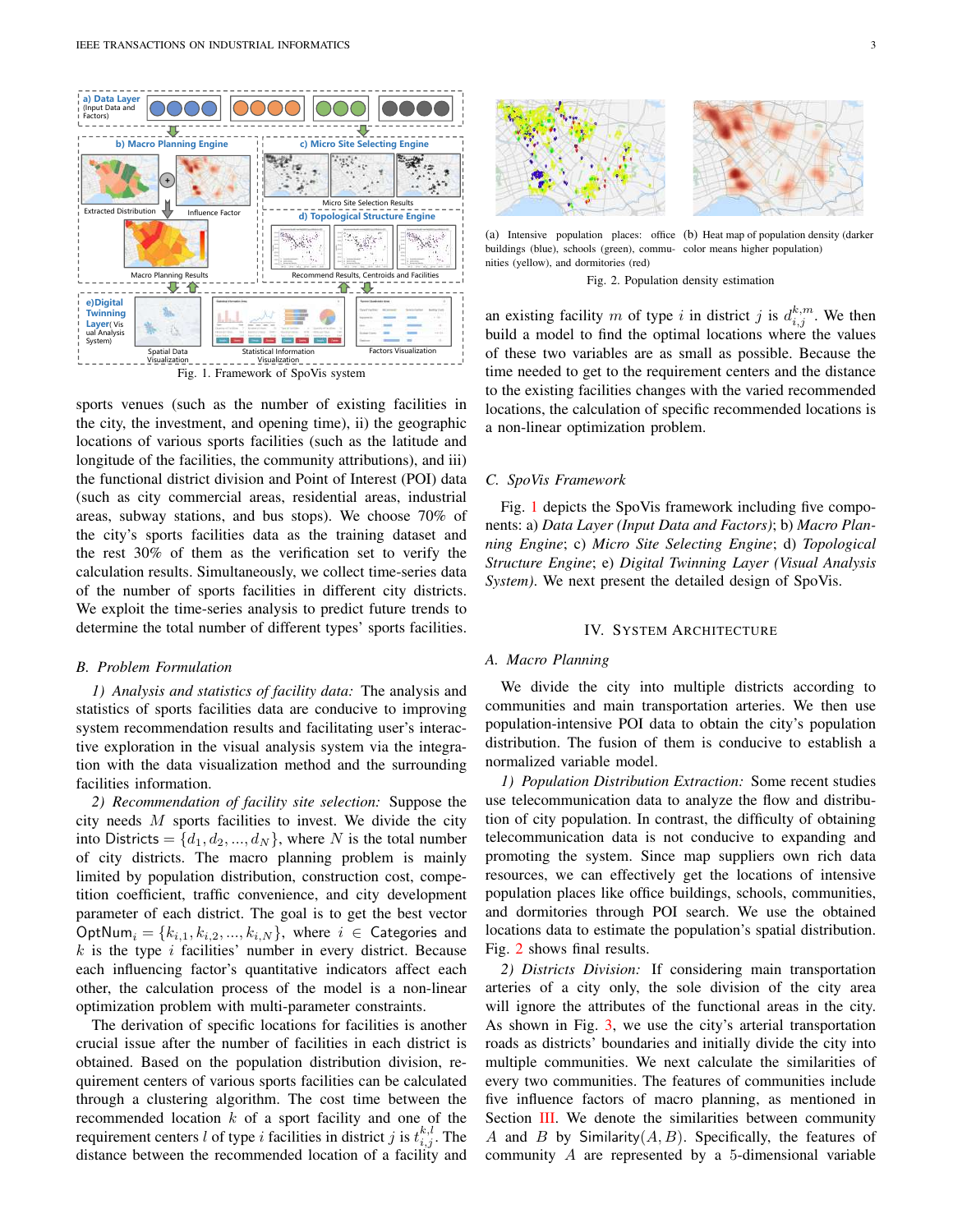Fig. 1. Framework of SpoVis system

sports venues (such as the number of existing facilities in the city, the investment, and opening time), ii) the geographic locations of various sports facilities (such as the latitude and longitude of the facilities, the community attributions), and iii) the functional district division and Point of Interest (POI) data (such as city commercial areas, residential areas, industrial areas, subway stations, and bus stops). We choose 70% of the city's sports facilities data as the training dataset and the rest 30% of them as the verification set to verify the calculation results. Simultaneously, we collect time-series data of the number of sports facilities in different city districts. We exploit the time-series analysis to predict future trends to determine the total number of different types' sports facilities.

### B. Problem Formulation

*1) Analysis and statistics of facility data:* The analysis and statistics of sports facilities data are conducive to improving system recommendation results and facilitating user's interactive exploration in the visual analysis system via the integration with the data visualization method and the surrounding facilities information.

*2) Recommendation of facility site selection:* Suppose the city needs $M$ sports facilities to invest. We divide the city into $\mathsf{Districts} = \{d_1, d_2, ..., d_N\}$, where $N$ is the total number of city districts. The macro planning problem is mainly limited by population distribution, construction cost, competition coefficient, traffic convenience, and city development parameter of each district. The goal is to get the best vector $\mathsf{OptNum}_i = \{k_{i,1}, k_{i,2}, ..., k_{i,N}\}$, where $i \in \mathsf{Categories}$ and $k$ is the type $i$ facilities' number in every district. Because each influencing factor's quantitative indicators affect each other, the calculation process of the model is a non-linear optimization problem with multi-parameter constraints.

The derivation of specific locations for facilities is another crucial issue after the number of facilities in each district is obtained. Based on the population distribution division, requirement centers of various sports facilities can be calculated through a clustering algorithm. The cost time between the recommended location $k$ of a sport facility and one of the requirement centers $l$ of type $i$ facilities in district $j$ is $t_{i,j}^{k,l}$. The distance between the recommended location of a facility and an existing facility $m$ of type $i$ in district $j$ is $d_{i,j}^{k,m}$. We then build a model to find the optimal locations where the values of these two variables are as small as possible. Because the time needed to get to the requirement centers and the distance to the existing facilities changes with the varied recommended locations, the calculation of specific recommended locations is a non-linear optimization problem.

(a) Intensive population places: office buildings (blue), schools (green), communities (yellow), and dormitories (red)

(b) Heat map of population density (darker color means higher population)

Fig. 2. Population density estimation

### C. SpoVis Framework

Fig. 1 depicts the SpoVis framework including five components: a) *Data Layer (Input Data and Factors)*; b) *Macro Planning Engine*; c) *Micro Site Selecting Engine*; d) *Topological Structure Engine*; e) *Digital Twinning Layer (Visual Analysis System)*. We next present the detailed design of SpoVis.

## IV. System Architecture

### A. Macro Planning

We divide the city into multiple districts according to communities and main transportation arteries. We then use population-intensive POI data to obtain the city's population distribution. The fusion of them is conducive to establish a normalized variable model.

*1) Population Distribution Extraction:* Some recent studies use telecommunication data to analyze the flow and distribution of city population. In contrast, the difficulty of obtaining telecommunication data is not conducive to expanding and promoting the system. Since map suppliers own rich data resources, we can effectively get the locations of intensive population places like office buildings, schools, communities, and dormitories through POI search. We use the obtained locations data to estimate the population's spatial distribution. Fig. 2 shows final results.

*2) Districts Division:* If considering main transportation arteries of a city only, the sole division of the city area will ignore the attributes of the functional areas in the city. As shown in Fig. 3, we use the city's arterial transportation roads as districts' boundaries and initially divide the city into multiple communities. We next calculate the similarities of every two communities. The features of communities include five influence factors of macro planning, as mentioned in Section III. We denote the similarities between community $A$ and $B$ by $\mathsf{Similarity}(A, B)$. Specifically, the features of community $A$ are represented by a 5-dimensional variable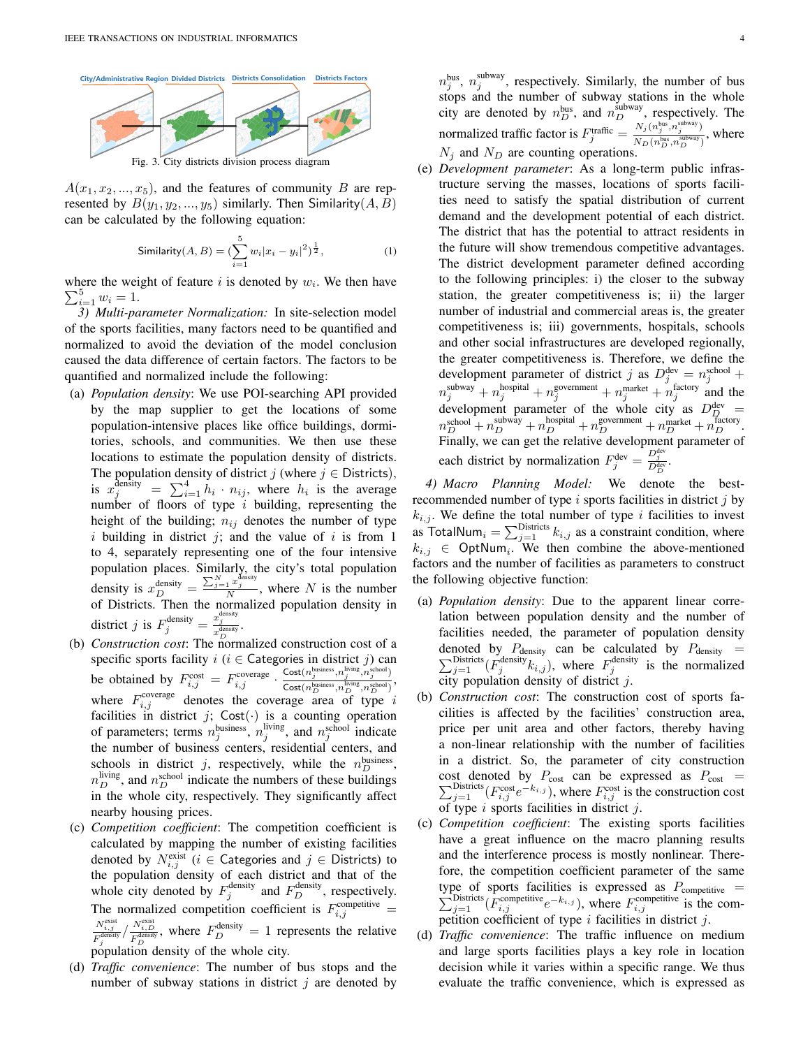City/Administrative Region Divided Districts Districts Consolidation Districts Factors

Fig. 3. City districts division process diagram

$A(x_1, x_2, ..., x_5)$, and the features of community $B$ are represented by $B(y_1, y_2, ..., y_5)$ similarly. Then $\mathsf{Similarity}(A, B)$ can be calculated by the following equation:

$$\mathsf{Similarity}(A, B) = (\sum_{i=1}^{5} w_i |x_i - y_i|^2)^{\frac{1}{2}}, \tag{1}$$

where the weight of feature $i$ is denoted by $w_i$. We then have $\sum_{i=1}^{5} w_i = 1$.

*3) Multi-parameter Normalization:* In site-selection model of the sports facilities, many factors need to be quantified and normalized to avoid the deviation of the model conclusion caused the data difference of certain factors. The factors to be quantified and normalized include the following:

(a) *Population density*: We use POI-searching API provided by the map supplier to get the locations of some population-intensive places like office buildings, dormitories, schools, and communities. We then use these locations to estimate the population density of districts. The population density of district $j$ (where $j \in \mathsf{Districts}$), is $x_j^{\text{density}} = \sum_{i=1}^{4} h_i \cdot n_{ij}$, where $h_i$ is the average number of floors of type $i$ building, representing the height of the building; $n_{ij}$ denotes the number of type $i$ building in district $j$; and the value of $i$ is from 1 to 4, separately representing one of the four intensive population places. Similarly, the city's total population density is $x_D^{\text{density}} = \frac{\sum_{j=1}^{N} x_j^{\text{density}}}{N}$, where $N$ is the number of Districts. Then the normalized population density in district $j$ is $F_j^{\text{density}} = \frac{x_j^{\text{density}}}{x_D^{\text{density}}}$.

(b) *Construction cost*: The normalized construction cost of a specific sports facility $i$ ($i \in \mathsf{Categories}$ in district $j$) can be obtained by $F_{i,j}^{\text{cost}} = F_{i,j}^{\text{coverage}} \cdot \frac{\mathsf{Cost}(n_j^{\text{business}}, n_j^{\text{living}}, n_j^{\text{school}})}{\mathsf{Cost}(n_D^{\text{business}}, n_D^{\text{living}}, n_D^{\text{school}})}$, where $F_{i,j}^{\text{coverage}}$ denotes the coverage area of type $i$ facilities in district $j$; $\mathsf{Cost}(\cdot)$ is a counting operation of parameters; terms $n_j^{\text{business}}$, $n_j^{\text{living}}$, and $n_j^{\text{school}}$ indicate the number of business centers, residential centers, and schools in district $j$, respectively, while the $n_D^{\text{business}}$, $n_D^{\text{living}}$, and $n_D^{\text{school}}$ indicate the numbers of these buildings in the whole city, respectively. They significantly affect nearby housing prices.

(c) *Competition coefficient*: The competition coefficient is calculated by mapping the number of existing facilities denoted by $N_{i,j}^{\text{exist}}$ ($i \in \mathsf{Categories}$ and $j \in \mathsf{Districts}$) to the population density of each district and that of the whole city denoted by $F_j^{\text{density}}$ and $F_D^{\text{density}}$, respectively. The normalized competition coefficient is $F_{i,j}^{\text{competitive}} = \frac{N_{i,j}^{\text{exist}}}{F_j^{\text{density}}} / \frac{N_{i,D}^{\text{exist}}}{F_D^{\text{density}}}$, where $F_D^{\text{density}} = 1$ represents the relative population density of the whole city.

(d) *Traffic convenience*: The number of bus stops and the number of subway stations in district $j$ are denoted by $n_j^{\text{bus}}$, $n_j^{\text{subway}}$, respectively. Similarly, the number of bus stops and the number of subway stations in the whole city are denoted by $n_D^{\text{bus}}$, and $n_D^{\text{subway}}$, respectively. The normalized traffic factor is $F_j^{\text{traffic}} = \frac{N_j(n_j^{\text{bus}}, n_j^{\text{subway}})}{N_D(n_D^{\text{bus}}, n_D^{\text{subway}})}$, where $N_j$ and $N_D$ are counting operations.

(e) *Development parameter*: As a long-term public infrastructure serving the masses, locations of sports facilities need to satisfy the spatial distribution of current demand and the development potential of each district. The district that has the potential to attract residents in the future will show tremendous competitive advantages. The district development parameter defined according to the following principles: i) the closer to the subway station, the greater competitiveness is; ii) the larger number of industrial and commercial areas is, the greater competitiveness is; iii) governments, hospitals, schools and other social infrastructures are developed regionally, the greater competitiveness is. Therefore, we define the development parameter of district $j$ as $D_j^{\text{dev}} = n_j^{\text{school}} + n_j^{\text{subway}} + n_j^{\text{hospital}} + n_j^{\text{government}} + n_j^{\text{market}} + n_j^{\text{factory}}$ and the development parameter of the whole city as $D_D^{\text{dev}} = n_D^{\text{school}} + n_D^{\text{subway}} + n_D^{\text{hospital}} + n_D^{\text{government}} + n_D^{\text{market}} + n_D^{\text{factory}}$. Finally, we can get the relative development parameter of each district by normalization $F_j^{\text{dev}} = \frac{D_j^{\text{dev}}}{D_D^{\text{dev}}}$.

*4) Macro Planning Model:* We denote the best-recommended number of type $i$ sports facilities in district $j$ by $k_{i,j}$. We define the total number of type $i$ facilities to invest as $\mathsf{TotalNum}_i = \sum_{j=1}^{\text{Districts}} k_{i,j}$ as a constraint condition, where $k_{i,j} \in \mathsf{OptNum}_i$. We then combine the above-mentioned factors and the number of facilities as parameters to construct the following objective function:

(a) *Population density*: Due to the apparent linear correlation between population density and the number of facilities needed, the parameter of population density denoted by $P_{\text{density}}$ can be calculated by $P_{\text{density}} = \sum_{j=1}^{\text{Districts}} (F_j^{\text{density}} k_{i,j})$, where $F_j^{\text{density}}$ is the normalized city population density of district $j$.

(b) *Construction cost*: The construction cost of sports facilities is affected by the facilities' construction area, price per unit area and other factors, thereby having a non-linear relationship with the number of facilities in a district. So, the parameter of city construction cost denoted by $P_{\text{cost}}$ can be expressed as $P_{\text{cost}} = \sum_{j=1}^{\text{Districts}} (F_{i,j}^{\text{cost}} e^{-k_{i,j}})$, where $F_{i,j}^{\text{cost}}$ is the construction cost of type $i$ sports facilities in district $j$.

(c) *Competition coefficient*: The existing sports facilities have a great influence on the macro planning results and the interference process is mostly nonlinear. Therefore, the competition coefficient parameter of the same type of sports facilities is expressed as $P_{\text{competitive}} = \sum_{j=1}^{\text{Districts}} (F_{i,j}^{\text{competitive}} e^{-k_{i,j}})$, where $F_{i,j}^{\text{competitive}}$ is the competition coefficient of type $i$ facilities in district $j$.

(d) *Traffic convenience*: The traffic influence on medium and large sports facilities plays a key role in location decision while it varies within a specific range. We thus evaluate the traffic convenience, which is expressed as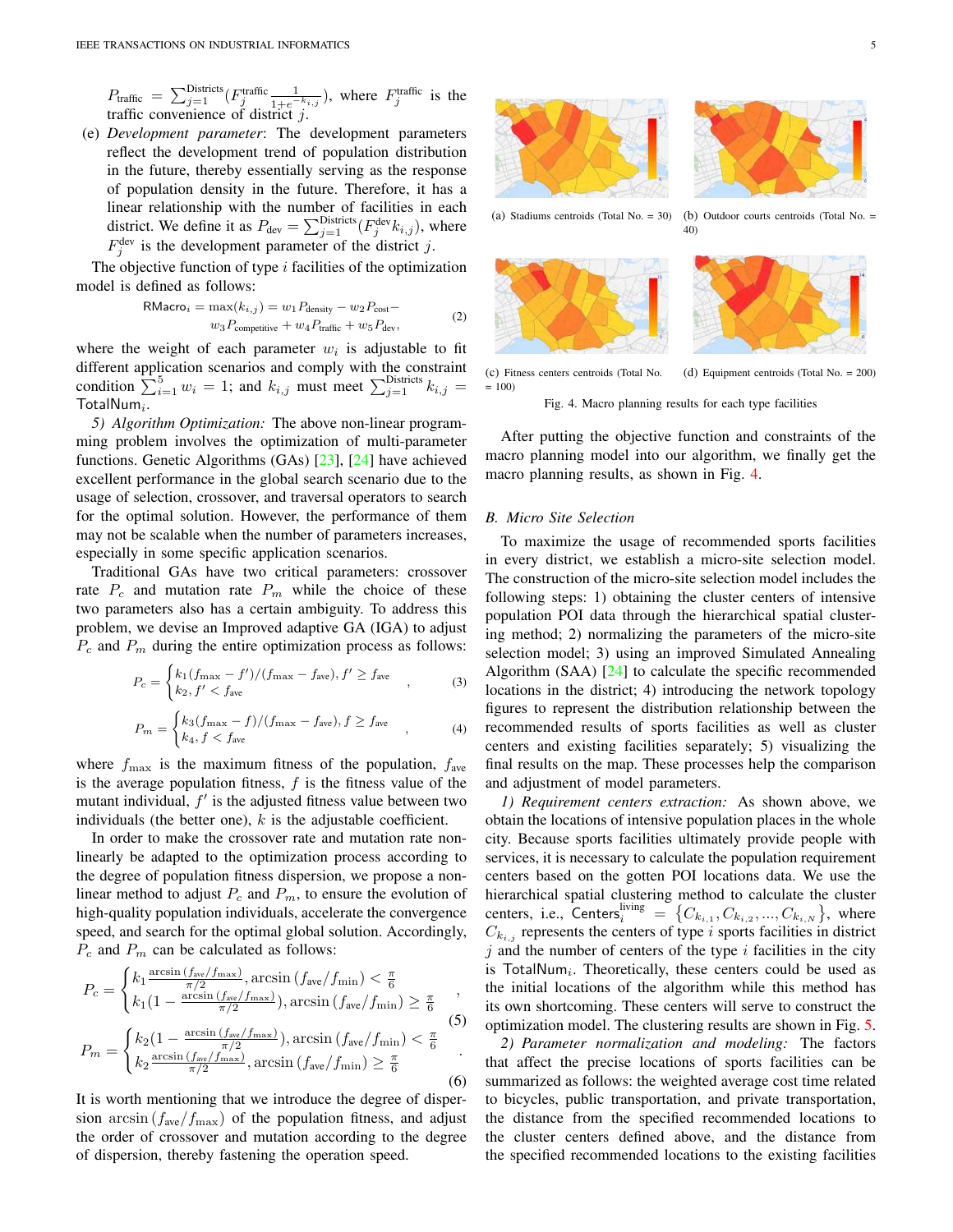$P_{\text{traffic}} = \sum_{j=1}^{\text{Districts}}(F_j^{\text{traffic}}\frac{1}{1+e^{-k_{i,j}}})$, where $F_j^{\text{traffic}}$ is the traffic convenience of district $j$.

(e) *Development parameter*: The development parameters reflect the development trend of population distribution in the future, thereby essentially serving as the response of population density in the future. Therefore, it has a linear relationship with the number of facilities in each district. We define it as $P_{\text{dev}} = \sum_{j=1}^{\text{Districts}}(F_j^{\text{dev}}k_{i,j})$, where $F_j^{\text{dev}}$ is the development parameter of the district $j$.

The objective function of type $i$ facilities of the optimization model is defined as follows:

$$\text{RMacro}_i = \max(k_{i,j}) = w_1 P_{\text{density}} - w_2 P_{\text{cost}} - w_3 P_{\text{competitive}} + w_4 P_{\text{traffic}} + w_5 P_{\text{dev}}, \tag{2}$$

where the weight of each parameter $w_i$ is adjustable to fit different application scenarios and comply with the constraint condition $\sum_{i=1}^{5} w_i = 1$; and $k_{i,j}$ must meet $\sum_{j=1}^{\text{Districts}} k_{i,j} = \text{TotalNum}_i$.

*5) Algorithm Optimization:* The above non-linear programming problem involves the optimization of multi-parameter functions. Genetic Algorithms (GAs) [23], [24] have achieved excellent performance in the global search scenario due to the usage of selection, crossover, and traversal operators to search for the optimal solution. However, the performance of them may not be scalable when the number of parameters increases, especially in some specific application scenarios.

Traditional GAs have two critical parameters: crossover rate $P_c$ and mutation rate $P_m$ while the choice of these two parameters also has a certain ambiguity. To address this problem, we devise an Improved adaptive GA (IGA) to adjust $P_c$ and $P_m$ during the entire optimization process as follows:

$$P_c = \begin{cases} k_1(f_{\max} - f')/(f_{\max} - f_{\text{ave}}), f' \geq f_{\text{ave}} \\ k_2, f' < f_{\text{ave}} \end{cases}, \tag{3}$$

$$P_m = \begin{cases} k_3(f_{\max} - f)/(f_{\max} - f_{\text{ave}}), f \geq f_{\text{ave}} \\ k_4, f < f_{\text{ave}} \end{cases}, \tag{4}$$

where $f_{\max}$ is the maximum fitness of the population, $f_{\text{ave}}$ is the average population fitness, $f$ is the fitness value of the mutant individual, $f'$ is the adjusted fitness value between two individuals (the better one), $k$ is the adjustable coefficient.

In order to make the crossover rate and mutation rate non-linearly be adapted to the optimization process according to the degree of population fitness dispersion, we propose a non-linear method to adjust $P_c$ and $P_m$, to ensure the evolution of high-quality population individuals, accelerate the convergence speed, and search for the optimal global solution. Accordingly, $P_c$ and $P_m$ can be calculated as follows:

$$P_c = \begin{cases} k_1 \frac{\arcsin(f_{\text{ave}}/f_{\max})}{\pi/2}, \arcsin(f_{\text{ave}}/f_{\min}) < \frac{\pi}{6} \\ k_1(1 - \frac{\arcsin(f_{\text{ave}}/f_{\max})}{\pi/2}), \arcsin(f_{\text{ave}}/f_{\min}) \geq \frac{\pi}{6} \end{cases}, \tag{5}$$

$$P_m = \begin{cases} k_2(1 - \frac{\arcsin(f_{\text{ave}}/f_{\max})}{\pi/2}), \arcsin(f_{\text{ave}}/f_{\min}) < \frac{\pi}{6} \\ k_2 \frac{\arcsin(f_{\text{ave}}/f_{\max})}{\pi/2}, \arcsin(f_{\text{ave}}/f_{\min}) \geq \frac{\pi}{6} \end{cases}. \tag{6}$$

It is worth mentioning that we introduce the degree of dispersion $\arcsin(f_{\text{ave}}/f_{\max})$ of the population fitness, and adjust the order of crossover and mutation according to the degree of dispersion, thereby fastening the operation speed.

(a) Stadiums centroids (Total No. = 30)

(b) Outdoor courts centroids (Total No. = 40)

(c) Fitness centers centroids (Total No. = 100)

(d) Equipment centroids (Total No. = 200)

Fig. 4. Macro planning results for each type facilities

After putting the objective function and constraints of the macro planning model into our algorithm, we finally get the macro planning results, as shown in Fig. 4.

### B. Micro Site Selection

To maximize the usage of recommended sports facilities in every district, we establish a micro-site selection model. The construction of the micro-site selection model includes the following steps: 1) obtaining the cluster centers of intensive population POI data through the hierarchical spatial clustering method; 2) normalizing the parameters of the micro-site selection model; 3) using an improved Simulated Annealing Algorithm (SAA) [24] to calculate the specific recommended locations in the district; 4) introducing the network topology figures to represent the distribution relationship between the recommended results of sports facilities as well as cluster centers and existing facilities separately; 5) visualizing the final results on the map. These processes help the comparison and adjustment of model parameters.

*1) Requirement centers extraction:* As shown above, we obtain the locations of intensive population places in the whole city. Because sports facilities ultimately provide people with services, it is necessary to calculate the population requirement centers based on the gotten POI locations data. We use the hierarchical spatial clustering method to calculate the cluster centers, i.e., $\text{Centers}_i^{\text{living}} = \{C_{k_{i,1}}, C_{k_{i,2}}, ..., C_{k_{i,N}}\}$, where $C_{k_{i,j}}$ represents the centers of type $i$ sports facilities in district $j$ and the number of centers of the type $i$ facilities in the city is $\text{TotalNum}_i$. Theoretically, these centers could be used as the initial locations of the algorithm while this method has its own shortcoming. These centers will serve to construct the optimization model. The clustering results are shown in Fig. 5.

*2) Parameter normalization and modeling:* The factors that affect the precise locations of sports facilities can be summarized as follows: the weighted average cost time related to bicycles, public transportation, and private transportation, the distance from the specified recommended locations to the cluster centers defined above, and the distance from the specified recommended locations to the existing facilities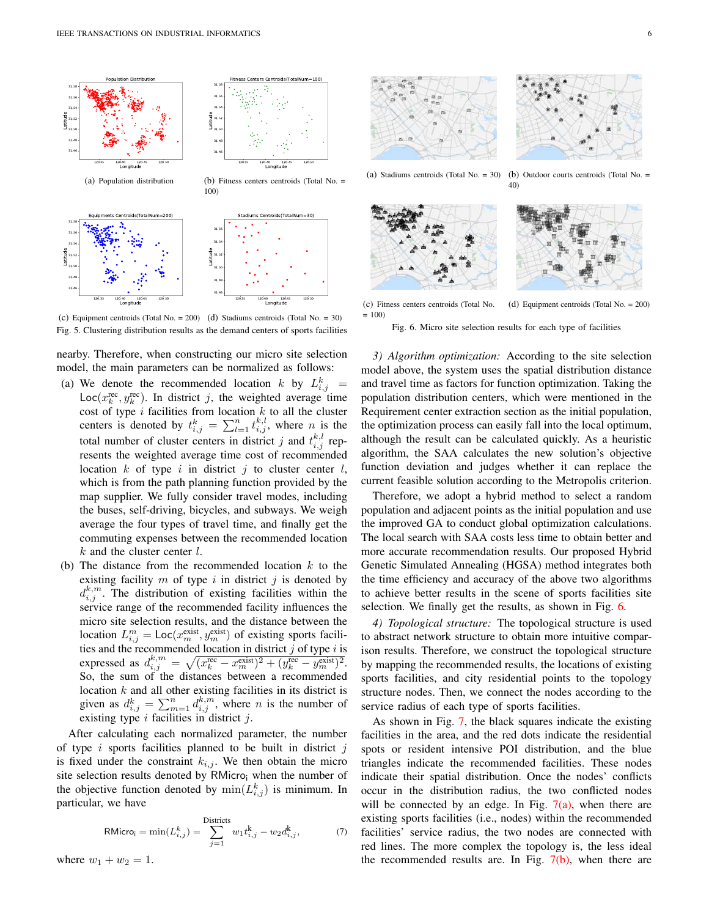Population Distribution

Latitude

Longitude

(a) Population distribution

Fitness Centers Centroids(TotalNum=100)

Latitude

Longitude

(b) Fitness centers centroids (Total No. = 100)

Equipments Centroids(TotalNum=200)

Latitude

Longitude

(c) Equipment centroids (Total No. = 200)

Stadiums Centroids(TotalNum=30)

Latitude

Longitude

(d) Stadiums centroids (Total No. = 30)

Fig. 5. Clustering distribution results as the demand centers of sports facilities

(a) Stadiums centroids (Total No. = 30)

(b) Outdoor courts centroids (Total No. = 40)

(c) Fitness centers centroids (Total No. = 100)

(d) Equipment centroids (Total No. = 200)

Fig. 6. Micro site selection results for each type of facilities

nearby. Therefore, when constructing our micro site selection model, the main parameters can be normalized as follows:

(a) We denote the recommended location $k$ by $L_{i,j}^{k} = \mathsf{Loc}(x_k^{\text{rec}}, y_k^{\text{rec}})$. In district $j$, the weighted average time cost of type $i$ facilities from location $k$ to all the cluster centers is denoted by $t_{i,j}^{k} = \sum_{l=1}^{n} t_{i,j}^{k,l}$, where $n$ is the total number of cluster centers in district $j$ and $t_{i,j}^{k,l}$ represents the weighted average time cost of recommended location $k$ of type $i$ in district $j$ to cluster center $l$, which is from the path planning function provided by the map supplier. We fully consider travel modes, including the buses, self-driving, bicycles, and subways. We weigh average the four types of travel time, and finally get the commuting expenses between the recommended location $k$ and the cluster center $l$.

(b) The distance from the recommended location $k$ to the existing facility $m$ of type $i$ in district $j$ is denoted by $d_{i,j}^{k,m}$. The distribution of existing facilities within the service range of the recommended facility influences the micro site selection results, and the distance between the location $L_{i,j}^{m} = \mathsf{Loc}(x_m^{\text{exist}}, y_m^{\text{exist}})$ of existing sports facilities and the recommended location in district $j$ of type $i$ is expressed as $d_{i,j}^{k,m} = \sqrt{(x_k^{\text{rec}} - x_m^{\text{exist}})^2 + (y_k^{\text{rec}} - y_m^{\text{exist}})^2}$. So, the sum of the distances between a recommended location $k$ and all other existing facilities in its district is given as $d_{i,j}^{k} = \sum_{m=1}^{n} d_{i,j}^{k,m}$, where $n$ is the number of existing type $i$ facilities in district $j$.

After calculating each normalized parameter, the number of type $i$ sports facilities planned to be built in district $j$ is fixed under the constraint $k_{i,j}$. We then obtain the micro site selection results denoted by $\mathsf{RMicro_i}$ when the number of the objective function denoted by $\min(L_{i,j}^{k})$ is minimum. In particular, we have

$$\mathsf{RMicro_i} = \min(L_{i,j}^{k}) = \sum_{j=1}^{\text{Districts}} w_1 t_{i,j}^{\text{k}} - w_2 d_{i,j}^{\text{k}}, \tag{7}$$

where $w_1 + w_2 = 1$.

*3) Algorithm optimization:* According to the site selection model above, the system uses the spatial distribution distance and travel time as factors for function optimization. Taking the population distribution centers, which were mentioned in the Requirement center extraction section as the initial population, the optimization process can easily fall into the local optimum, although the result can be calculated quickly. As a heuristic algorithm, the SAA calculates the new solution's objective function deviation and judges whether it can replace the current feasible solution according to the Metropolis criterion.

Therefore, we adopt a hybrid method to select a random population and adjacent points as the initial population and use the improved GA to conduct global optimization calculations. The local search with SAA costs less time to obtain better and more accurate recommendation results. Our proposed Hybrid Genetic Simulated Annealing (HGSA) method integrates both the time efficiency and accuracy of the above two algorithms to achieve better results in the scene of sports facilities site selection. We finally get the results, as shown in Fig. 6.

*4) Topological structure:* The topological structure is used to abstract network structure to obtain more intuitive comparison results. Therefore, we construct the topological structure by mapping the recommended results, the locations of existing sports facilities, and city residential points to the topology structure nodes. Then, we connect the nodes according to the service radius of each type of sports facilities.

As shown in Fig. 7, the black squares indicate the existing facilities in the area, and the red dots indicate the residential spots or resident intensive POI distribution, and the blue triangles indicate the recommended facilities. These nodes indicate their spatial distribution. Once the nodes' conflicts occur in the distribution radius, the two conflicted nodes will be connected by an edge. In Fig. 7(a), when there are existing sports facilities (i.e., nodes) within the recommended facilities' service radius, the two nodes are connected with red lines. The more complex the topology is, the less ideal the recommended results are. In Fig. 7(b), when there are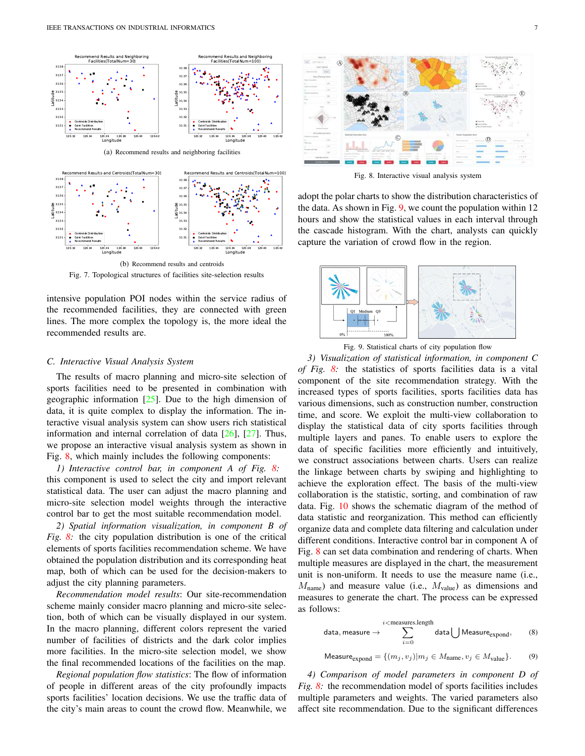Recommend Results and Neighboring Facilities(TotalNum=30)

Recommend Results and Neighboring Facilities(TotalNum=100)

Latitude

Longitude

Controids Distribution
Exist Facilities
Recommend Results

(a) Recommend results and neighboring facilities

Recommend Results and Centroids(TotalNum=30)

Recommend Results and Centroids(TotalNum=100)

(b) Recommend results and centroids

Fig. 7. Topological structures of facilities site-selection results

intensive population POI nodes within the service radius of the recommended facilities, they are connected with green lines. The more complex the topology is, the more ideal the recommended results are.

### C. Interactive Visual Analysis System

The results of macro planning and micro-site selection of sports facilities need to be presented in combination with geographic information [25]. Due to the high dimension of data, it is quite complex to display the information. The interactive visual analysis system can show users rich statistical information and internal correlation of data [26], [27]. Thus, we propose an interactive visual analysis system as shown in Fig. 8, which mainly includes the following components:

*1) Interactive control bar, in component A of Fig. 8:* this component is used to select the city and import relevant statistical data. The user can adjust the macro planning and micro-site selection model weights through the interactive control bar to get the most suitable recommendation model.

*2) Spatial information visualization, in component B of Fig. 8:* the city population distribution is one of the critical elements of sports facilities recommendation scheme. We have obtained the population distribution and its corresponding heat map, both of which can be used for the decision-makers to adjust the city planning parameters.

*Recommendation model results*: Our site-recommendation scheme mainly consider macro planning and micro-site selection, both of which can be visually displayed in our system. In the macro planning, different colors represent the varied number of facilities of districts and the dark color implies more facilities. In the micro-site selection model, we show the final recommended locations of the facilities on the map.

*Regional population flow statistics*: The flow of information of people in different areas of the city profoundly impacts sports facilities' location decisions. We use the traffic data of the city's main areas to count the crowd flow. Meanwhile, we adopt the polar charts to show the distribution characteristics of the data. As shown in Fig. 9, we count the population within 12 hours and show the statistical values in each interval through the cascade histogram. With the chart, analysts can quickly capture the variation of crowd flow in the region.

Fig. 8. Interactive visual analysis system

Q1 Medium Q3

0% 100%

Fig. 9. Statistical charts of city population flow

*3) Visualization of statistical information, in component C of Fig. 8:* the statistics of sports facilities data is a vital component of the site recommendation strategy. With the increased types of sports facilities, sports facilities data has various dimensions, such as construction number, construction time, and score. We exploit the multi-view collaboration to display the statistical data of city sports facilities through multiple layers and panes. To enable users to explore the data of specific facilities more efficiently and intuitively, we construct associations between charts. Users can realize the linkage between charts by swiping and highlighting to achieve the exploration effect. The basis of the multi-view collaboration is the statistic, sorting, and combination of raw data. Fig. 10 shows the schematic diagram of the method of data statistic and reorganization. This method can efficiently organize data and complete data filtering and calculation under different conditions. Interactive control bar in component A of Fig. 8 can set data combination and rendering of charts. When multiple measures are displayed in the chart, the measurement unit is non-uniform. It needs to use the measure name (i.e., $M_{\text{name}}$) and measure value (i.e., $M_{\text{value}}$) as dimensions and measures to generate the chart. The process can be expressed as follows:

$$\text{data, measure} \rightarrow \sum_{i=0}^{i<\text{measures.length}} \text{data} \bigcup \text{Measure}_{\text{expond}}, \tag{8}$$

$$\text{Measure}_{\text{expond}} = \{(m_j, v_j) | m_j \in M_{\text{name}}, v_j \in M_{\text{value}}\}. \tag{9}$$

*4) Comparison of model parameters in component D of Fig. 8:* the recommendation model of sports facilities includes multiple parameters and weights. The varied parameters also affect site recommendation. Due to the significant differences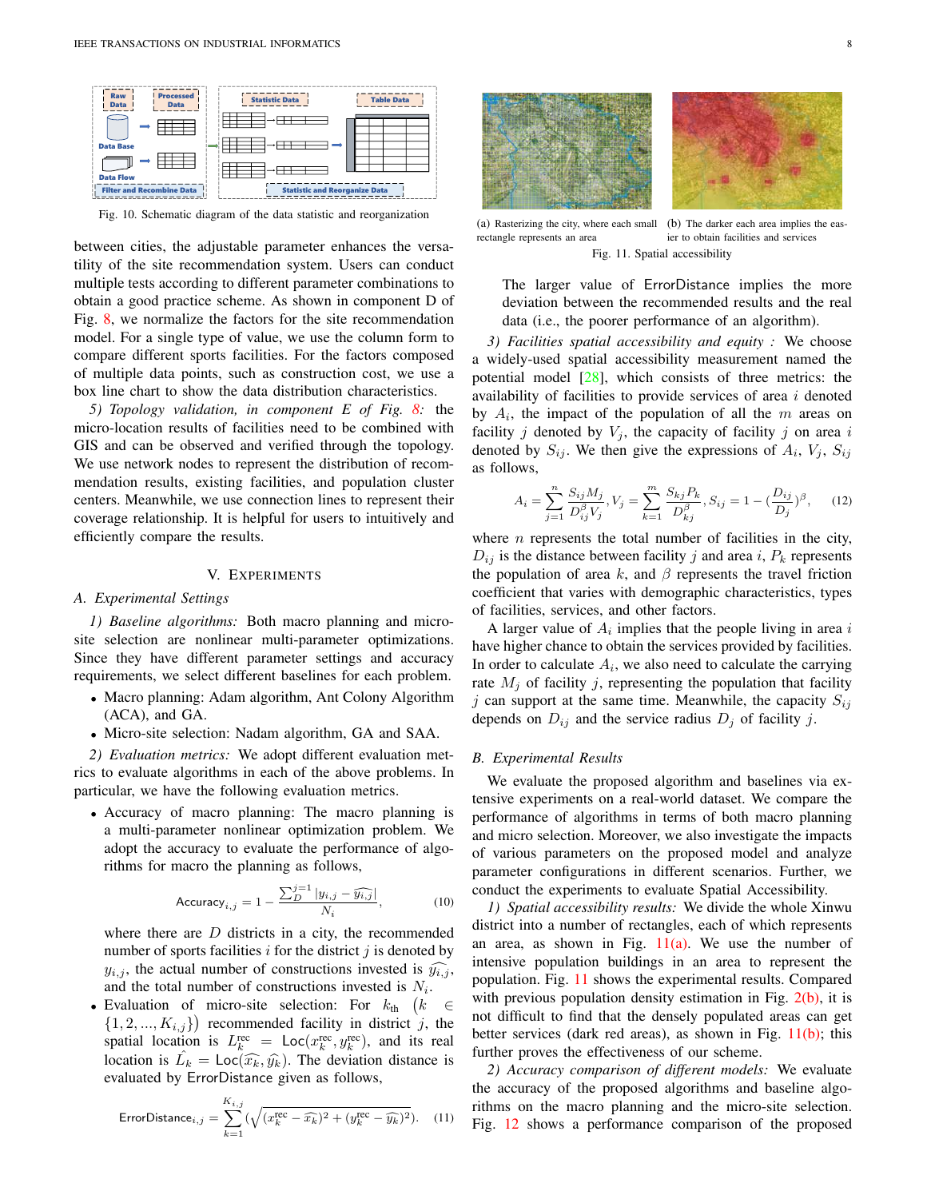Fig. 10. Schematic diagram of the data statistic and reorganization

between cities, the adjustable parameter enhances the versatility of the site recommendation system. Users can conduct multiple tests according to different parameter combinations to obtain a good practice scheme. As shown in component D of Fig. 8, we normalize the factors for the site recommendation model. For a single type of value, we use the column form to compare different sports facilities. For the factors composed of multiple data points, such as construction cost, we use a box line chart to show the data distribution characteristics.

*5) Topology validation, in component E of Fig. 8:* the micro-location results of facilities need to be combined with GIS and can be observed and verified through the topology. We use network nodes to represent the distribution of recommendation results, existing facilities, and population cluster centers. Meanwhile, we use connection lines to represent their coverage relationship. It is helpful for users to intuitively and efficiently compare the results.

## V. Experiments

### A. Experimental Settings

*1) Baseline algorithms:* Both macro planning and micro-site selection are nonlinear multi-parameter optimizations. Since they have different parameter settings and accuracy requirements, we select different baselines for each problem.

- Macro planning: Adam algorithm, Ant Colony Algorithm (ACA), and GA.
- Micro-site selection: Nadam algorithm, GA and SAA.

*2) Evaluation metrics:* We adopt different evaluation metrics to evaluate algorithms in each of the above problems. In particular, we have the following evaluation metrics.

- Accuracy of macro planning: The macro planning is a multi-parameter nonlinear optimization problem. We adopt the accuracy to evaluate the performance of algorithms for macro the planning as follows,

$$\mathsf{Accuracy}_{i,j} = 1 - \frac{\sum_{D}^{j=1} |y_{i,j} - \widehat{y_{i,j}}|}{N_i}, \tag{10}$$

where there are $D$ districts in a city, the recommended number of sports facilities $i$ for the district $j$ is denoted by $y_{i,j}$, the actual number of constructions invested is $\widehat{y_{i,j}}$, and the total number of constructions invested is $N_i$.
- Evaluation of micro-site selection: For $k_{\text{th}}$ $\left(k \in \{1, 2, ..., K_{i,j}\}\right)$ recommended facility in district $j$, the spatial location is $L_k^{\text{rec}} = \mathsf{Loc}(x_k^{\text{rec}}, y_k^{\text{rec}})$, and its real location is $\hat{L_k} = \mathsf{Loc}(\widehat{x_k}, \widehat{y_k})$. The deviation distance is evaluated by $\mathsf{ErrorDistance}$ given as follows,

$$\mathsf{ErrorDistance}_{i,j} = \sum_{k=1}^{K_{i,j}} \left(\sqrt{(x_k^{\text{rec}} - \widehat{x_k})^2 + (y_k^{\text{rec}} - \widehat{y_k})^2}\right). \tag{11}$$

(a) Rasterizing the city, where each small rectangle represents an area

(b) The darker each area implies the easier to obtain facilities and services

Fig. 11. Spatial accessibility

The larger value of $\mathsf{ErrorDistance}$ implies the more deviation between the recommended results and the real data (i.e., the poorer performance of an algorithm).

*3) Facilities spatial accessibility and equity :* We choose a widely-used spatial accessibility measurement named the potential model [28], which consists of three metrics: the availability of facilities to provide services of area $i$ denoted by $A_i$, the impact of the population of all the $m$ areas on facility $j$ denoted by $V_j$, the capacity of facility $j$ on area $i$ denoted by $S_{ij}$. We then give the expressions of $A_i$, $V_j$, $S_{ij}$ as follows,

$$A_i = \sum_{j=1}^{n} \frac{S_{ij} M_j}{D_{ij}^{\beta} V_j}, V_j = \sum_{k=1}^{m} \frac{S_{kj} P_k}{D_{kj}^{\beta}}, S_{ij} = 1 - (\frac{D_{ij}}{D_j})^{\beta}, \tag{12}$$

where $n$ represents the total number of facilities in the city, $D_{ij}$ is the distance between facility $j$ and area $i$, $P_k$ represents the population of area $k$, and $\beta$ represents the travel friction coefficient that varies with demographic characteristics, types of facilities, services, and other factors.

A larger value of $A_i$ implies that the people living in area $i$ have higher chance to obtain the services provided by facilities. In order to calculate $A_i$, we also need to calculate the carrying rate $M_j$ of facility $j$, representing the population that facility $j$ can support at the same time. Meanwhile, the capacity $S_{ij}$ depends on $D_{ij}$ and the service radius $D_j$ of facility $j$.

### B. Experimental Results

We evaluate the proposed algorithm and baselines via extensive experiments on a real-world dataset. We compare the performance of algorithms in terms of both macro planning and micro selection. Moreover, we also investigate the impacts of various parameters on the proposed model and analyze parameter configurations in different scenarios. Further, we conduct the experiments to evaluate Spatial Accessibility.

*1) Spatial accessibility results:* We divide the whole Xinwu district into a number of rectangles, each of which represents an area, as shown in Fig. 11(a). We use the number of intensive population buildings in an area to represent the population. Fig. 11 shows the experimental results. Compared with previous population density estimation in Fig. 2(b), it is not difficult to find that the densely populated areas can get better services (dark red areas), as shown in Fig. 11(b); this further proves the effectiveness of our scheme.

*2) Accuracy comparison of different models:* We evaluate the accuracy of the proposed algorithms and baseline algorithms on the macro planning and the micro-site selection. Fig. 12 shows a performance comparison of the proposed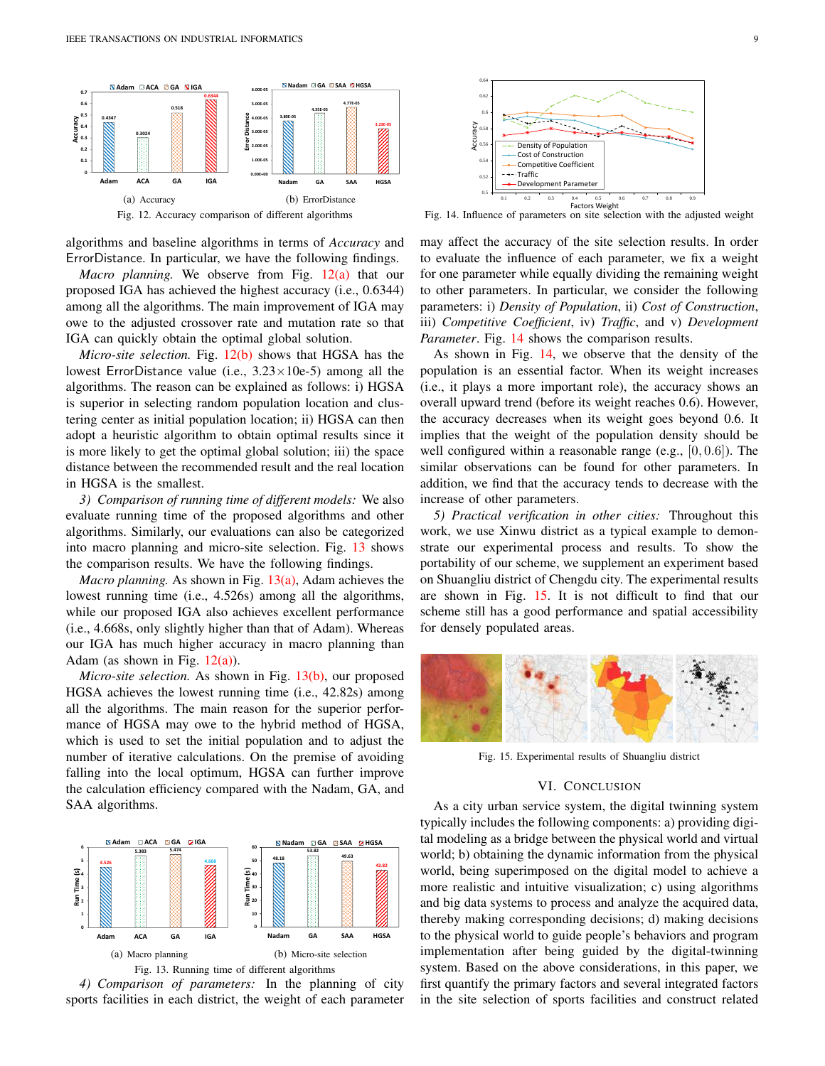Adam ACA GA IGA

0.7 0.6 0.5 0.4 0.3 0.2 0.1 0

Accuracy

0.4347 0.3024 0.518 0.6344

Adam ACA GA IGA

(a) Accuracy

Nadam GA SAA HGSA

6.00E-05 5.00E-05 4.00E-05 3.00E-05 2.00E-05 1.00E-05 0.00E+00

Error Distance

3.80E-05 4.35E-05 4.77E-05 3.23E-05

Nadam GA SAA HGSA

(b) ErrorDistance

Fig. 12. Accuracy comparison of different algorithms

algorithms and baseline algorithms in terms of *Accuracy* and ErrorDistance. In particular, we have the following findings.

*Macro planning.* We observe from Fig. 12(a) that our proposed IGA has achieved the highest accuracy (i.e., 0.6344) among all the algorithms. The main improvement of IGA may owe to the adjusted crossover rate and mutation rate so that IGA can quickly obtain the optimal global solution.

*Micro-site selection.* Fig. 12(b) shows that HGSA has the lowest ErrorDistance value (i.e., 3.23×10e-5) among all the algorithms. The reason can be explained as follows: i) HGSA is superior in selecting random population location and clustering center as initial population location; ii) HGSA can then adopt a heuristic algorithm to obtain optimal results since it is more likely to get the optimal global solution; iii) the space distance between the recommended result and the real location in HGSA is the smallest.

*3) Comparison of running time of different models:* We also evaluate running time of the proposed algorithms and other algorithms. Similarly, our evaluations can also be categorized into macro planning and micro-site selection. Fig. 13 shows the comparison results. We have the following findings.

*Macro planning.* As shown in Fig. 13(a), Adam achieves the lowest running time (i.e., 4.526s) among all the algorithms, while our proposed IGA also achieves excellent performance (i.e., 4.668s, only slightly higher than that of Adam). Whereas our IGA has much higher accuracy in macro planning than Adam (as shown in Fig. 12(a)).

*Micro-site selection.* As shown in Fig. 13(b), our proposed HGSA achieves the lowest running time (i.e., 42.82s) among all the algorithms. The main reason for the superior performance of HGSA may owe to the hybrid method of HGSA, which is used to set the initial population and to adjust the number of iterative calculations. On the premise of avoiding falling into the local optimum, HGSA can further improve the calculation efficiency compared with the Nadam, GA, and SAA algorithms.

Adam ACA GA IGA

6 5 4 3 2 1 0

Run Time (s)

4.526 5.383 5.474 4.668

Adam ACA GA IGA

(a) Macro planning

Nadam GA SAA HGSA

60 50 40 30 20 10 0

Run Time (s)

48.18 53.82 49.63 42.82

Nadam GA SAA HGSA

(b) Micro-site selection

Fig. 13. Running time of different algorithms

*4) Comparison of parameters:* In the planning of city sports facilities in each district, the weight of each parameter may affect the accuracy of the site selection results. In order to evaluate the influence of each parameter, we fix a weight for one parameter while equally dividing the remaining weight to other parameters. In particular, we consider the following parameters: i) *Density of Population*, ii) *Cost of Construction*, iii) *Competitive Coefficient*, iv) *Traffic*, and v) *Development Parameter*. Fig. 14 shows the comparison results.

0.64 0.62 0.6 0.58 0.56 0.54 0.52 0.5

Accuracy

Density of Population
Cost of Construction
Competitive Coefficient
Traffic
Development Parameter

0.1 0.2 0.3 0.4 0.5 0.6 0.7 0.8 0.9

Factors Weight

Fig. 14. Influence of parameters on site selection with the adjusted weight

As shown in Fig. 14, we observe that the density of the population is an essential factor. When its weight increases (i.e., it plays a more important role), the accuracy shows an overall upward trend (before its weight reaches 0.6). However, the accuracy decreases when its weight goes beyond 0.6. It implies that the weight of the population density should be well configured within a reasonable range (e.g., $[0, 0.6]$). The similar observations can be found for other parameters. In addition, we find that the accuracy tends to decrease with the increase of other parameters.

*5) Practical verification in other cities:* Throughout this work, we use Xinwu district as a typical example to demonstrate our experimental process and results. To show the portability of our scheme, we supplement an experiment based on Shuangliu district of Chengdu city. The experimental results are shown in Fig. 15. It is not difficult to find that our scheme still has a good performance and spatial accessibility for densely populated areas.

Fig. 15. Experimental results of Shuangliu district

## VI. Conclusion

As a city urban service system, the digital twinning system typically includes the following components: a) providing digital modeling as a bridge between the physical world and virtual world; b) obtaining the dynamic information from the physical world, being superimposed on the digital model to achieve a more realistic and intuitive visualization; c) using algorithms and big data systems to process and analyze the acquired data, thereby making corresponding decisions; d) making decisions to the physical world to guide people's behaviors and program implementation after being guided by the digital-twinning system. Based on the above considerations, in this paper, we first quantify the primary factors and several integrated factors in the site selection of sports facilities and construct related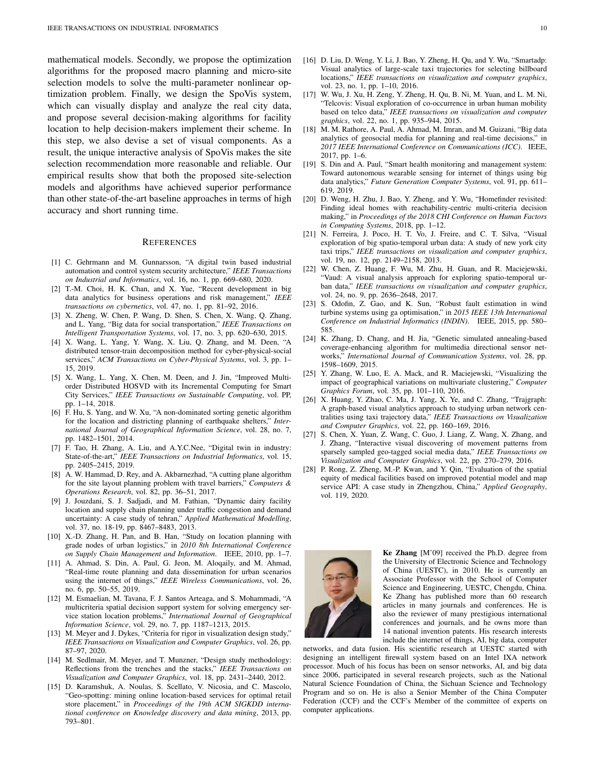mathematical models. Secondly, we propose the optimization algorithms for the proposed macro planning and micro-site selection models to solve the multi-parameter nonlinear optimization problem. Finally, we design the SpoVis system, which can visually display and analyze the real city data, and propose several decision-making algorithms for facility location to help decision-makers implement their scheme. In this step, we also devise a set of visual components. As a result, the unique interactive analysis of SpoVis makes the site selection recommendation more reasonable and reliable. Our empirical results show that both the proposed site-selection models and algorithms have achieved superior performance than other state-of-the-art baseline approaches in terms of high accuracy and short running time.

## References

[1] C. Gehrmann and M. Gunnarsson, "A digital twin based industrial automation and control system security architecture," *IEEE Transactions on Industrial and Informatics*, vol. 16, no. 1, pp. 669–680, 2020.

[2] T.-M. Choi, H. K. Chan, and X. Yue, "Recent development in big data analytics for business operations and risk management," *IEEE transactions on cybernetics*, vol. 47, no. 1, pp. 81–92, 2016.

[3] X. Zheng, W. Chen, P. Wang, D. Shen, S. Chen, X. Wang, Q. Zhang, and L. Yang, "Big data for social transportation," *IEEE Transactions on Intelligent Transportation Systems*, vol. 17, no. 3, pp. 620–630, 2015.

[4] X. Wang, L. Yang, Y. Wang, X. Liu, Q. Zhang, and M. Deen, "A distributed tensor-train decomposition method for cyber-physical-social services," *ACM Transactions on Cyber-Physical Systems*, vol. 3, pp. 1–15, 2019.

[5] X. Wang, L. Yang, X. Chen, M. Deen, and J. Jin, "Improved Multi-order Distributed HOSVD with its Incremental Computing for Smart City Services," *IEEE Transactions on Sustainable Computing*, vol. PP, pp. 1–14, 2018.

[6] F. Hu, S. Yang, and W. Xu, "A non-dominated sorting genetic algorithm for the location and districting planning of earthquake shelters," *International Journal of Geographical Information Science*, vol. 28, no. 7, pp. 1482–1501, 2014.

[7] F. Tao, H. Zhang, A. Liu, and A.Y.C.Nee, "Digital twin in industry: State-of-the-art," *IEEE Transactions on Industrial Informatics*, vol. 15, pp. 2405–2415, 2019.

[8] A. W. Hammad, D. Rey, and A. Akbarnezhad, "A cutting plane algorithm for the site layout planning problem with travel barriers," *Computers & Operations Research*, vol. 82, pp. 36–51, 2017.

[9] J. Jouzdani, S. J. Sadjadi, and M. Fathian, "Dynamic dairy facility location and supply chain planning under traffic congestion and demand uncertainty: A case study of tehran," *Applied Mathematical Modelling*, vol. 37, no. 18-19, pp. 8467–8483, 2013.

[10] X.-D. Zhang, H. Pan, and B. Han, "Study on location planning with grade nodes of urban logistics," in *2010 8th International Conference on Supply Chain Management and Information*. IEEE, 2010, pp. 1–7.

[11] A. Ahmad, S. Din, A. Paul, G. Jeon, M. Aloqaily, and M. Ahmad, "Real-time route planning and data dissemination for urban scenarios using the internet of things," *IEEE Wireless Communications*, vol. 26, no. 6, pp. 50–55, 2019.

[12] M. Esmaelian, M. Tavana, F. J. Santos Arteaga, and S. Mohammadi, "A multicriteria spatial decision support system for solving emergency service station location problems," *International Journal of Geographical Information Science*, vol. 29, no. 7, pp. 1187–1213, 2015.

[13] M. Meyer and J. Dykes, "Criteria for rigor in visualization design study," *IEEE Transactions on Visualization and Computer Graphics*, vol. 26, pp. 87–97, 2020.

[14] M. Sedlmair, M. Meyer, and T. Munzner, "Design study methodology: Reflections from the trenches and the stacks," *IEEE Transactions on Visualization and Computer Graphics*, vol. 18, pp. 2431–2440, 2012.

[15] D. Karamshuk, A. Noulas, S. Scellato, V. Nicosia, and C. Mascolo, "Geo-spotting: mining online location-based services for optimal retail store placement," in *Proceedings of the 19th ACM SIGKDD international conference on Knowledge discovery and data mining*, 2013, pp. 793–801.

[16] D. Liu, D. Weng, Y. Li, J. Bao, Y. Zheng, H. Qu, and Y. Wu, "Smartadp: Visual analytics of large-scale taxi trajectories for selecting billboard locations," *IEEE transactions on visualization and computer graphics*, vol. 23, no. 1, pp. 1–10, 2016.

[17] W. Wu, J. Xu, H. Zeng, Y. Zheng, H. Qu, B. Ni, M. Yuan, and L. M. Ni, "Telcovis: Visual exploration of co-occurrence in urban human mobility based on telco data," *IEEE transactions on visualization and computer graphics*, vol. 22, no. 1, pp. 935–944, 2015.

[18] M. M. Rathore, A. Paul, A. Ahmad, M. Imran, and M. Guizani, "Big data analytics of geosocial media for planning and real-time decisions," in *2017 IEEE International Conference on Communications (ICC)*. IEEE, 2017, pp. 1–6.

[19] S. Din and A. Paul, "Smart health monitoring and management system: Toward autonomous wearable sensing for internet of things using big data analytics," *Future Generation Computer Systems*, vol. 91, pp. 611–619, 2019.

[20] D. Weng, H. Zhu, J. Bao, Y. Zheng, and Y. Wu, "Homefinder revisited: Finding ideal homes with reachability-centric multi-criteria decision making," in *Proceedings of the 2018 CHI Conference on Human Factors in Computing Systems*, 2018, pp. 1–12.

[21] N. Ferreira, J. Poco, H. T. Vo, J. Freire, and C. T. Silva, "Visual exploration of big spatio-temporal urban data: A study of new york city taxi trips," *IEEE transactions on visualization and computer graphics*, vol. 19, no. 12, pp. 2149–2158, 2013.

[22] W. Chen, Z. Huang, F. Wu, M. Zhu, H. Guan, and R. Maciejewski, "Vaud: A visual analysis approach for exploring spatio-temporal urban data," *IEEE transactions on visualization and computer graphics*, vol. 24, no. 9, pp. 2636–2648, 2017.

[23] S. Odofin, Z. Gao, and K. Sun, "Robust fault estimation in wind turbine systems using ga optimisation," in *2015 IEEE 13th International Conference on Industrial Informatics (INDIN)*. IEEE, 2015, pp. 580–585.

[24] K. Zhang, D. Chang, and H. Jia, "Genetic simulated annealing-based coverage-enhancing algorithm for multimedia directional sensor networks," *International Journal of Communication Systems*, vol. 28, pp. 1598–1609, 2015.

[25] Y. Zhang, W. Luo, E. A. Mack, and R. Maciejewski, "Visualizing the impact of geographical variations on multivariate clustering," *Computer Graphics Forum*, vol. 35, pp. 101–110, 2016.

[26] X. Huang, Y. Zhao, C. Ma, J. Yang, X. Ye, and C. Zhang, "Trajgraph: A graph-based visual analytics approach to studying urban network centralities using taxi trajectory data," *IEEE Transactions on Visualization and Computer Graphics*, vol. 22, pp. 160–169, 2016.

[27] S. Chen, X. Yuan, Z. Wang, C. Guo, J. Liang, Z. Wang, X. Zhang, and J. Zhang, "Interactive visual discovering of movement patterns from sparsely sampled geo-tagged social media data," *IEEE Transactions on Visualization and Computer Graphics*, vol. 22, pp. 270–279, 2016.

[28] P. Rong, Z. Zheng, M.-P. Kwan, and Y. Qin, "Evaluation of the spatial equity of medical facilities based on improved potential model and map service API: A case study in Zhengzhou, China," *Applied Geography*, vol. 119, 2020.

**Ke Zhang** [M'09] received the Ph.D. degree from the University of Electronic Science and Technology of China (UESTC), in 2010. He is currently an Associate Professor with the School of Computer Science and Engineering, UESTC, Chengdu, China. Ke Zhang has published more than 60 research articles in many journals and conferences. He is also the reviewer of many prestigious international conferences and journals, and he owns more than 14 national invention patents. His research interests include the internet of things, AI, big data, computer networks, and data fusion. His scientific research at UESTC started with designing an intelligent firewall system based on an Intel IXA network processor. Much of his focus has been on sensor networks, AI, and big data since 2006, participated in several research projects, such as the National Natural Science Foundation of China, the Sichuan Science and Technology Program and so on. He is also a Senior Member of the China Computer Federation (CCF) and the CCF's Member of the committee of experts on computer applications.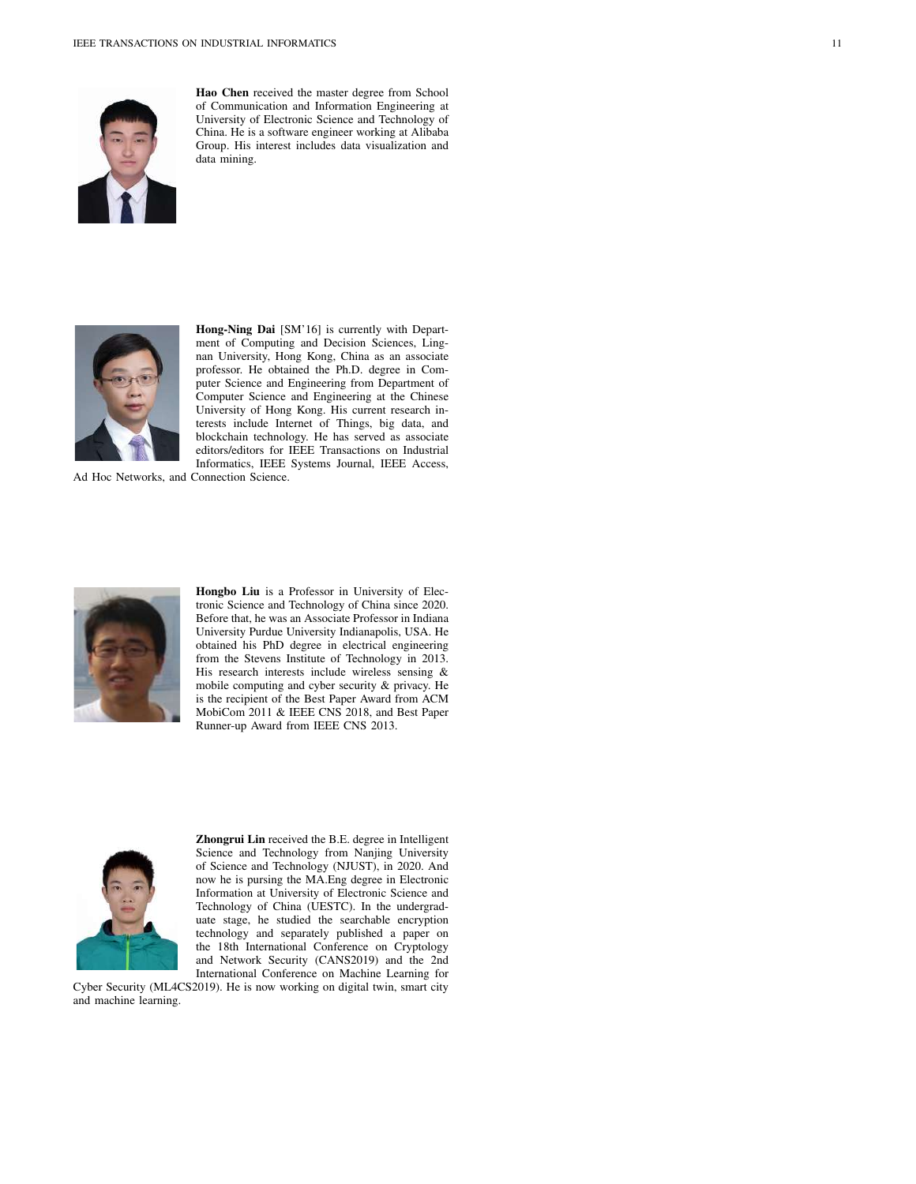**Hao Chen** received the master degree from School of Communication and Information Engineering at University of Electronic Science and Technology of China. He is a software engineer working at Alibaba Group. His interest includes data visualization and data mining.

**Hong-Ning Dai** [SM'16] is currently with Department of Computing and Decision Sciences, Lingnan University, Hong Kong, China as an associate professor. He obtained the Ph.D. degree in Computer Science and Engineering from Department of Computer Science and Engineering at the Chinese University of Hong Kong. His current research interests include Internet of Things, big data, and blockchain technology. He has served as associate editors/editors for IEEE Transactions on Industrial Informatics, IEEE Systems Journal, IEEE Access, Ad Hoc Networks, and Connection Science.

**Hongbo Liu** is a Professor in University of Electronic Science and Technology of China since 2020. Before that, he was an Associate Professor in Indiana University Purdue University Indianapolis, USA. He obtained his PhD degree in electrical engineering from the Stevens Institute of Technology in 2013. His research interests include wireless sensing & mobile computing and cyber security & privacy. He is the recipient of the Best Paper Award from ACM MobiCom 2011 & IEEE CNS 2018, and Best Paper Runner-up Award from IEEE CNS 2013.

**Zhongrui Lin** received the B.E. degree in Intelligent Science and Technology from Nanjing University of Science and Technology (NJUST), in 2020. And now he is pursing the MA.Eng degree in Electronic Information at University of Electronic Science and Technology of China (UESTC). In the undergraduate stage, he studied the searchable encryption technology and separately published a paper on the 18th International Conference on Cryptology and Network Security (CANS2019) and the 2nd International Conference on Machine Learning for Cyber Security (ML4CS2019). He is now working on digital twin, smart city and machine learning.